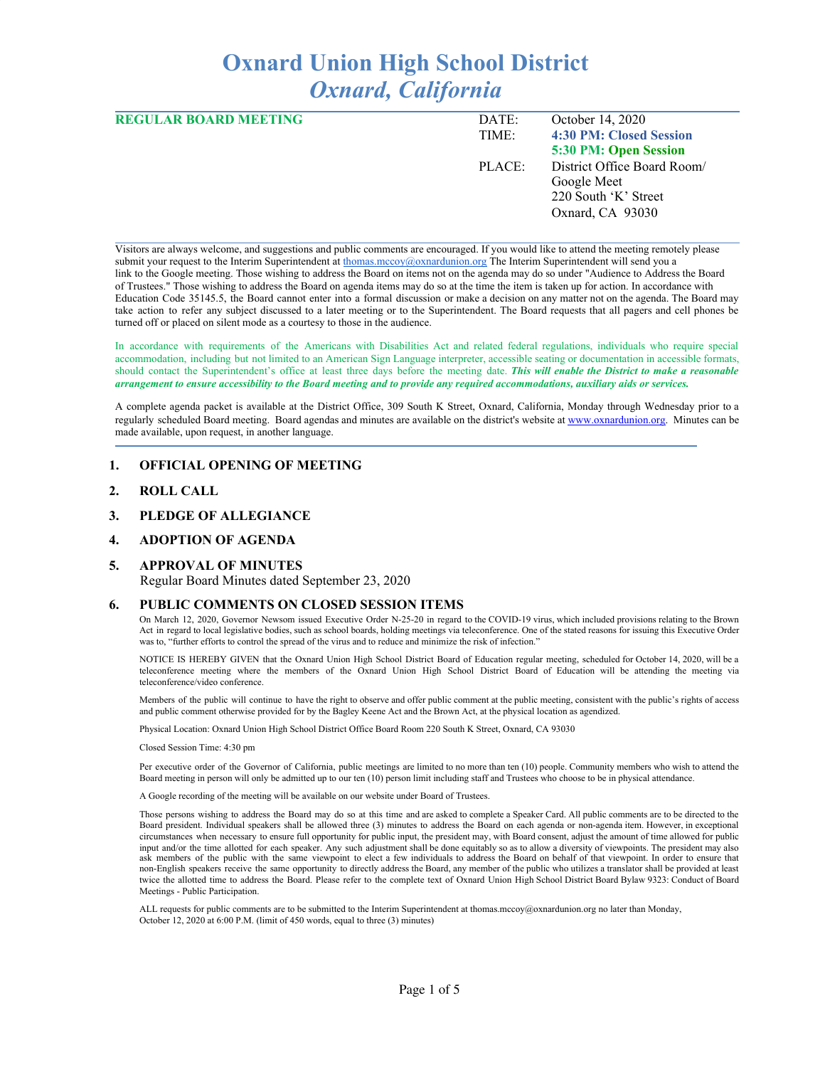# Oxnard Union High School District
## *Oxnard, California*

| **REGULAR BOARD MEETING** | DATE: | October 14, 2020 |
|---|---|---|
| | TIME: | **4:30 PM: Closed Session** |
| | | **5:30 PM: Open Session** |
| | PLACE: | District Office Board Room/ Google Meet 220 South 'K' Street Oxnard, CA 93030 |

Visitors are always welcome, and suggestions and public comments are encouraged. If you would like to attend the meeting remotely please submit your request to the Interim Superintendent at thomas.mccoy@oxnardunion.org The Interim Superintendent will send you a link to the Google meeting. Those wishing to address the Board on items not on the agenda may do so under "Audience to Address the Board of Trustees." Those wishing to address the Board on agenda items may do so at the time the item is taken up for action. In accordance with Education Code 35145.5, the Board cannot enter into a formal discussion or make a decision on any matter not on the agenda. The Board may take action to refer any subject discussed to a later meeting or to the Superintendent. The Board requests that all pagers and cell phones be turned off or placed on silent mode as a courtesy to those in the audience.

In accordance with requirements of the Americans with Disabilities Act and related federal regulations, individuals who require special accommodation, including but not limited to an American Sign Language interpreter, accessible seating or documentation in accessible formats, should contact the Superintendent's office at least three days before the meeting date. ***This will enable the District to make a reasonable arrangement to ensure accessibility to the Board meeting and to provide any required accommodations, auxiliary aids or services.***

A complete agenda packet is available at the District Office, 309 South K Street, Oxnard, California, Monday through Wednesday prior to a regularly scheduled Board meeting. Board agendas and minutes are available on the district's website at www.oxnardunion.org. Minutes can be made available, upon request, in another language.

## 1. OFFICIAL OPENING OF MEETING

## 2. ROLL CALL

## 3. PLEDGE OF ALLEGIANCE

## 4. ADOPTION OF AGENDA

## 5. APPROVAL OF MINUTES

Regular Board Minutes dated September 23, 2020

## 6. PUBLIC COMMENTS ON CLOSED SESSION ITEMS

On March 12, 2020, Governor Newsom issued Executive Order N-25-20 in regard to the COVID-19 virus, which included provisions relating to the Brown Act in regard to local legislative bodies, such as school boards, holding meetings via teleconference. One of the stated reasons for issuing this Executive Order was to, "further efforts to control the spread of the virus and to reduce and minimize the risk of infection."

NOTICE IS HEREBY GIVEN that the Oxnard Union High School District Board of Education regular meeting, scheduled for October 14, 2020, will be a teleconference meeting where the members of the Oxnard Union High School District Board of Education will be attending the meeting via teleconference/video conference.

Members of the public will continue to have the right to observe and offer public comment at the public meeting, consistent with the public's rights of access and public comment otherwise provided for by the Bagley Keene Act and the Brown Act, at the physical location as agendized.

Physical Location: Oxnard Union High School District Office Board Room 220 South K Street, Oxnard, CA 93030

Closed Session Time: 4:30 pm

Per executive order of the Governor of California, public meetings are limited to no more than ten (10) people. Community members who wish to attend the Board meeting in person will only be admitted up to our ten (10) person limit including staff and Trustees who choose to be in physical attendance.

A Google recording of the meeting will be available on our website under Board of Trustees.

Those persons wishing to address the Board may do so at this time and are asked to complete a Speaker Card. All public comments are to be directed to the Board president. Individual speakers shall be allowed three (3) minutes to address the Board on each agenda or non-agenda item. However, in exceptional circumstances when necessary to ensure full opportunity for public input, the president may, with Board consent, adjust the amount of time allowed for public input and/or the time allotted for each speaker. Any such adjustment shall be done equitably so as to allow a diversity of viewpoints. The president may also ask members of the public with the same viewpoint to elect a few individuals to address the Board on behalf of that viewpoint. In order to ensure that non-English speakers receive the same opportunity to directly address the Board, any member of the public who utilizes a translator shall be provided at least twice the allotted time to address the Board. Please refer to the complete text of Oxnard Union High School District Board Bylaw 9323: Conduct of Board Meetings - Public Participation.

ALL requests for public comments are to be submitted to the Interim Superintendent at thomas.mccoy@oxnardunion.org no later than Monday, October 12, 2020 at 6:00 P.M. (limit of 450 words, equal to three (3) minutes)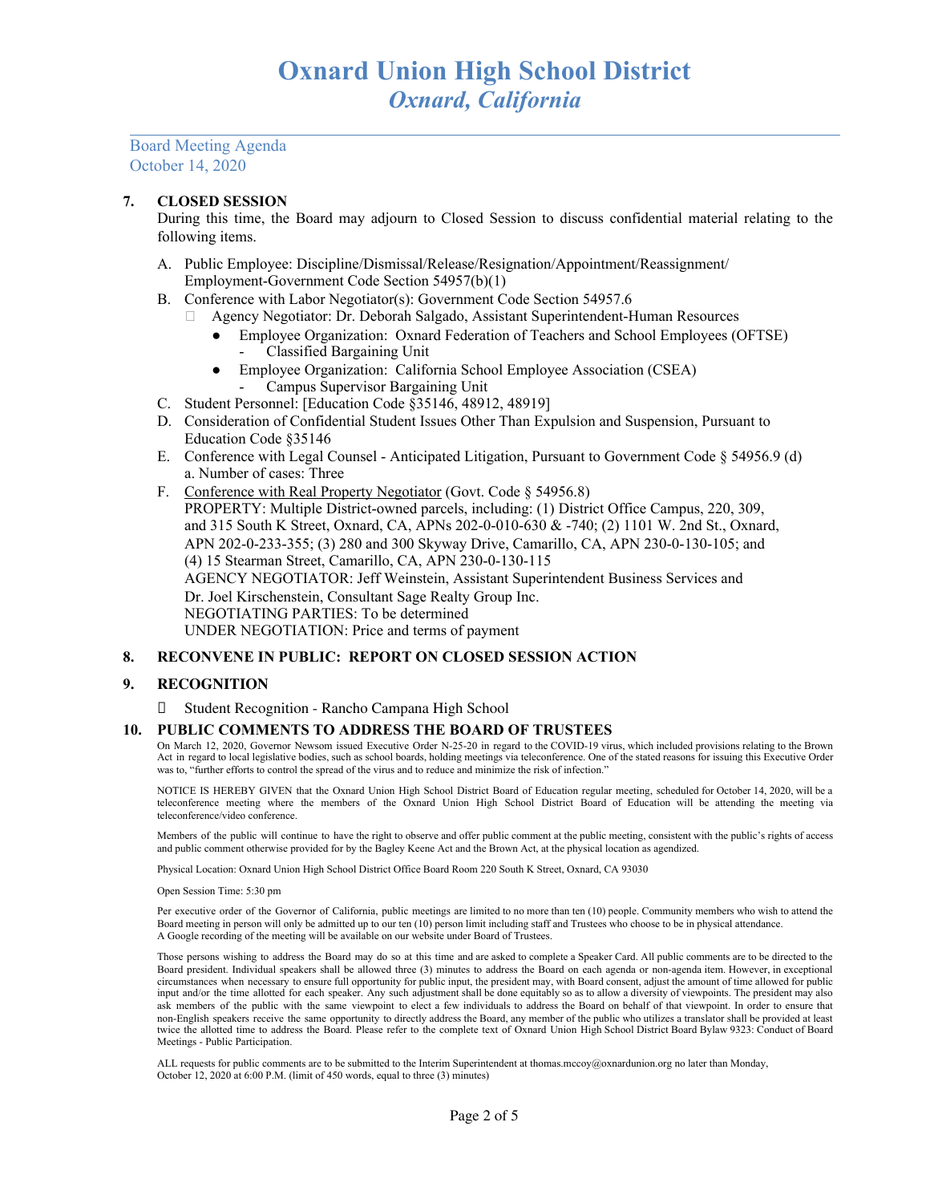Board Meeting Agenda
October 14, 2020

## 7. CLOSED SESSION

During this time, the Board may adjourn to Closed Session to discuss confidential material relating to the following items.

A. Public Employee: Discipline/Dismissal/Release/Resignation/Appointment/Reassignment/ Employment-Government Code Section 54957(b)(1)

B. Conference with Labor Negotiator(s): Government Code Section 54957.6
   - Agency Negotiator: Dr. Deborah Salgado, Assistant Superintendent-Human Resources
     - Employee Organization: Oxnard Federation of Teachers and School Employees (OFTSE)
       - Classified Bargaining Unit
     - Employee Organization: California School Employee Association (CSEA)
       - Campus Supervisor Bargaining Unit

C. Student Personnel: [Education Code §35146, 48912, 48919]

D. Consideration of Confidential Student Issues Other Than Expulsion and Suspension, Pursuant to Education Code §35146

E. Conference with Legal Counsel - Anticipated Litigation, Pursuant to Government Code § 54956.9 (d)
   a. Number of cases: Three

F. Conference with Real Property Negotiator (Govt. Code § 54956.8)
   PROPERTY: Multiple District-owned parcels, including: (1) District Office Campus, 220, 309, and 315 South K Street, Oxnard, CA, APNs 202-0-010-630 & -740; (2) 1101 W. 2nd St., Oxnard, APN 202-0-233-355; (3) 280 and 300 Skyway Drive, Camarillo, CA, APN 230-0-130-105; and (4) 15 Stearman Street, Camarillo, CA, APN 230-0-130-115
   AGENCY NEGOTIATOR: Jeff Weinstein, Assistant Superintendent Business Services and Dr. Joel Kirschenstein, Consultant Sage Realty Group Inc.
   NEGOTIATING PARTIES: To be determined
   UNDER NEGOTIATION: Price and terms of payment

## 8. RECONVENE IN PUBLIC: REPORT ON CLOSED SESSION ACTION

## 9. RECOGNITION

- Student Recognition - Rancho Campana High School

## 10. PUBLIC COMMENTS TO ADDRESS THE BOARD OF TRUSTEES

On March 12, 2020, Governor Newsom issued Executive Order N-25-20 in regard to the COVID-19 virus, which included provisions relating to the Brown Act in regard to local legislative bodies, such as school boards, holding meetings via teleconference. One of the stated reasons for issuing this Executive Order was to, "further efforts to control the spread of the virus and to reduce and minimize the risk of infection."

NOTICE IS HEREBY GIVEN that the Oxnard Union High School District Board of Education regular meeting, scheduled for October 14, 2020, will be a teleconference meeting where the members of the Oxnard Union High School District Board of Education will be attending the meeting via teleconference/video conference.

Members of the public will continue to have the right to observe and offer public comment at the public meeting, consistent with the public's rights of access and public comment otherwise provided for by the Bagley Keene Act and the Brown Act, at the physical location as agendized.

Physical Location: Oxnard Union High School District Office Board Room 220 South K Street, Oxnard, CA 93030

Open Session Time: 5:30 pm

Per executive order of the Governor of California, public meetings are limited to no more than ten (10) people. Community members who wish to attend the Board meeting in person will only be admitted up to our ten (10) person limit including staff and Trustees who choose to be in physical attendance.
A Google recording of the meeting will be available on our website under Board of Trustees.

Those persons wishing to address the Board may do so at this time and are asked to complete a Speaker Card. All public comments are to be directed to the Board president. Individual speakers shall be allowed three (3) minutes to address the Board on each agenda or non-agenda item. However, in exceptional circumstances when necessary to ensure full opportunity for public input, the president may, with Board consent, adjust the amount of time allowed for public input and/or the time allotted for each speaker. Any such adjustment shall be done equitably so as to allow a diversity of viewpoints. The president may also ask members of the public with the same viewpoint to elect a few individuals to address the Board on behalf of that viewpoint. In order to ensure that non-English speakers receive the same opportunity to directly address the Board, any member of the public who utilizes a translator shall be provided at least twice the allotted time to address the Board. Please refer to the complete text of Oxnard Union High School District Board Bylaw 9323: Conduct of Board Meetings - Public Participation.

ALL requests for public comments are to be submitted to the Interim Superintendent at thomas.mccoy@oxnardunion.org no later than Monday, October 12, 2020 at 6:00 P.M. (limit of 450 words, equal to three (3) minutes)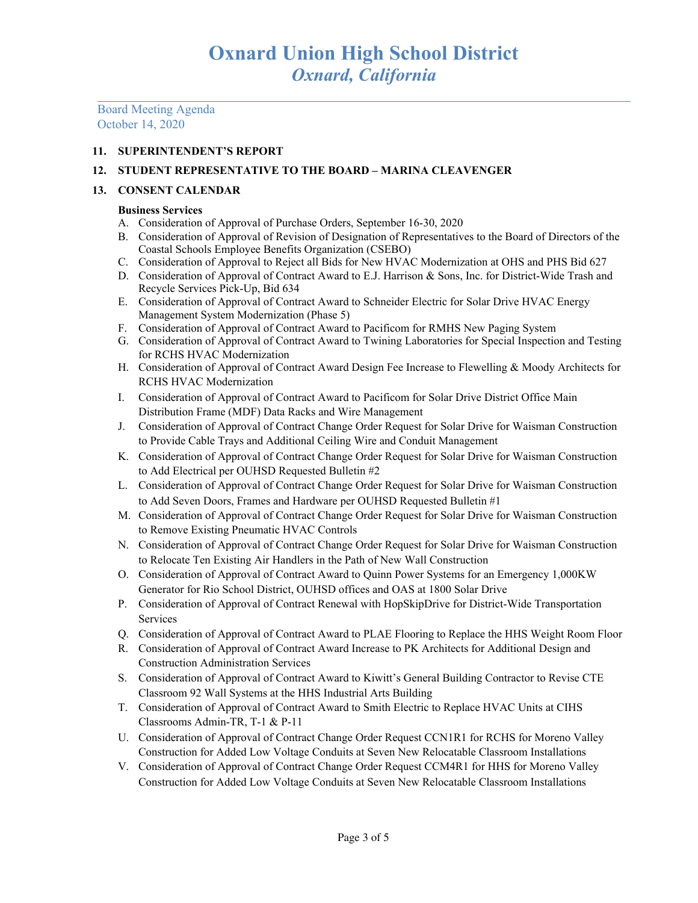# Oxnard Union High School District
## *Oxnard, California*

Board Meeting Agenda
October 14, 2020

**11. SUPERINTENDENT'S REPORT**

**12. STUDENT REPRESENTATIVE TO THE BOARD – MARINA CLEAVENGER**

**13. CONSENT CALENDAR**

**Business Services**

A. Consideration of Approval of Purchase Orders, September 16-30, 2020
B. Consideration of Approval of Revision of Designation of Representatives to the Board of Directors of the Coastal Schools Employee Benefits Organization (CSEBO)
C. Consideration of Approval to Reject all Bids for New HVAC Modernization at OHS and PHS Bid 627
D. Consideration of Approval of Contract Award to E.J. Harrison & Sons, Inc. for District-Wide Trash and Recycle Services Pick-Up, Bid 634
E. Consideration of Approval of Contract Award to Schneider Electric for Solar Drive HVAC Energy Management System Modernization (Phase 5)
F. Consideration of Approval of Contract Award to Pacificom for RMHS New Paging System
G. Consideration of Approval of Contract Award to Twining Laboratories for Special Inspection and Testing for RCHS HVAC Modernization
H. Consideration of Approval of Contract Award Design Fee Increase to Flewelling & Moody Architects for RCHS HVAC Modernization
I. Consideration of Approval of Contract Award to Pacificom for Solar Drive District Office Main Distribution Frame (MDF) Data Racks and Wire Management
J. Consideration of Approval of Contract Change Order Request for Solar Drive for Waisman Construction to Provide Cable Trays and Additional Ceiling Wire and Conduit Management
K. Consideration of Approval of Contract Change Order Request for Solar Drive for Waisman Construction to Add Electrical per OUHSD Requested Bulletin #2
L. Consideration of Approval of Contract Change Order Request for Solar Drive for Waisman Construction to Add Seven Doors, Frames and Hardware per OUHSD Requested Bulletin #1
M. Consideration of Approval of Contract Change Order Request for Solar Drive for Waisman Construction to Remove Existing Pneumatic HVAC Controls
N. Consideration of Approval of Contract Change Order Request for Solar Drive for Waisman Construction to Relocate Ten Existing Air Handlers in the Path of New Wall Construction
O. Consideration of Approval of Contract Award to Quinn Power Systems for an Emergency 1,000KW Generator for Rio School District, OUHSD offices and OAS at 1800 Solar Drive
P. Consideration of Approval of Contract Renewal with HopSkipDrive for District-Wide Transportation Services
Q. Consideration of Approval of Contract Award to PLAE Flooring to Replace the HHS Weight Room Floor
R. Consideration of Approval of Contract Award Increase to PK Architects for Additional Design and Construction Administration Services
S. Consideration of Approval of Contract Award to Kiwitt's General Building Contractor to Revise CTE Classroom 92 Wall Systems at the HHS Industrial Arts Building
T. Consideration of Approval of Contract Award to Smith Electric to Replace HVAC Units at CIHS Classrooms Admin-TR, T-1 & P-11
U. Consideration of Approval of Contract Change Order Request CCN1R1 for RCHS for Moreno Valley Construction for Added Low Voltage Conduits at Seven New Relocatable Classroom Installations
V. Consideration of Approval of Contract Change Order Request CCM4R1 for HHS for Moreno Valley Construction for Added Low Voltage Conduits at Seven New Relocatable Classroom Installations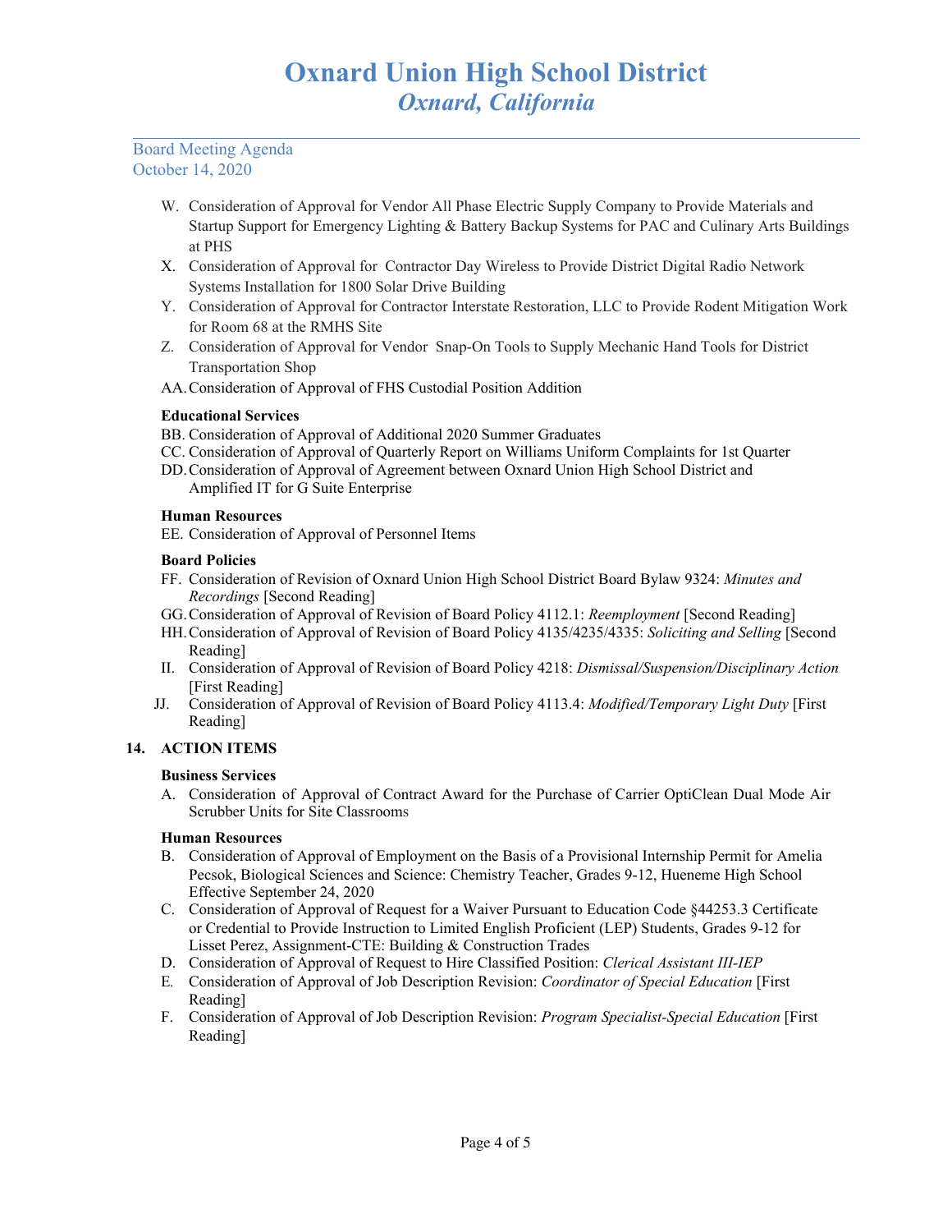W. Consideration of Approval for Vendor All Phase Electric Supply Company to Provide Materials and Startup Support for Emergency Lighting & Battery Backup Systems for PAC and Culinary Arts Buildings at PHS

X. Consideration of Approval for Contractor Day Wireless to Provide District Digital Radio Network Systems Installation for 1800 Solar Drive Building

Y. Consideration of Approval for Contractor Interstate Restoration, LLC to Provide Rodent Mitigation Work for Room 68 at the RMHS Site

Z. Consideration of Approval for Vendor Snap-On Tools to Supply Mechanic Hand Tools for District Transportation Shop

AA. Consideration of Approval of FHS Custodial Position Addition

**Educational Services**

BB. Consideration of Approval of Additional 2020 Summer Graduates

CC. Consideration of Approval of Quarterly Report on Williams Uniform Complaints for 1st Quarter

DD. Consideration of Approval of Agreement between Oxnard Union High School District and Amplified IT for G Suite Enterprise

**Human Resources**

EE. Consideration of Approval of Personnel Items

**Board Policies**

FF. Consideration of Revision of Oxnard Union High School District Board Bylaw 9324: *Minutes and Recordings* [Second Reading]

GG. Consideration of Approval of Revision of Board Policy 4112.1: *Reemployment* [Second Reading]

HH. Consideration of Approval of Revision of Board Policy 4135/4235/4335: *Soliciting and Selling* [Second Reading]

II. Consideration of Approval of Revision of Board Policy 4218: *Dismissal/Suspension/Disciplinary Action* [First Reading]

JJ. Consideration of Approval of Revision of Board Policy 4113.4: *Modified/Temporary Light Duty* [First Reading]

## 14. ACTION ITEMS

**Business Services**

A. Consideration of Approval of Contract Award for the Purchase of Carrier OptiClean Dual Mode Air Scrubber Units for Site Classrooms

**Human Resources**

B. Consideration of Approval of Employment on the Basis of a Provisional Internship Permit for Amelia Pecsok, Biological Sciences and Science: Chemistry Teacher, Grades 9-12, Hueneme High School Effective September 24, 2020

C. Consideration of Approval of Request for a Waiver Pursuant to Education Code §44253.3 Certificate or Credential to Provide Instruction to Limited English Proficient (LEP) Students, Grades 9-12 for Lisset Perez, Assignment-CTE: Building & Construction Trades

D. Consideration of Approval of Request to Hire Classified Position: *Clerical Assistant III-IEP*

E. Consideration of Approval of Job Description Revision: *Coordinator of Special Education* [First Reading]

F. Consideration of Approval of Job Description Revision: *Program Specialist-Special Education* [First Reading]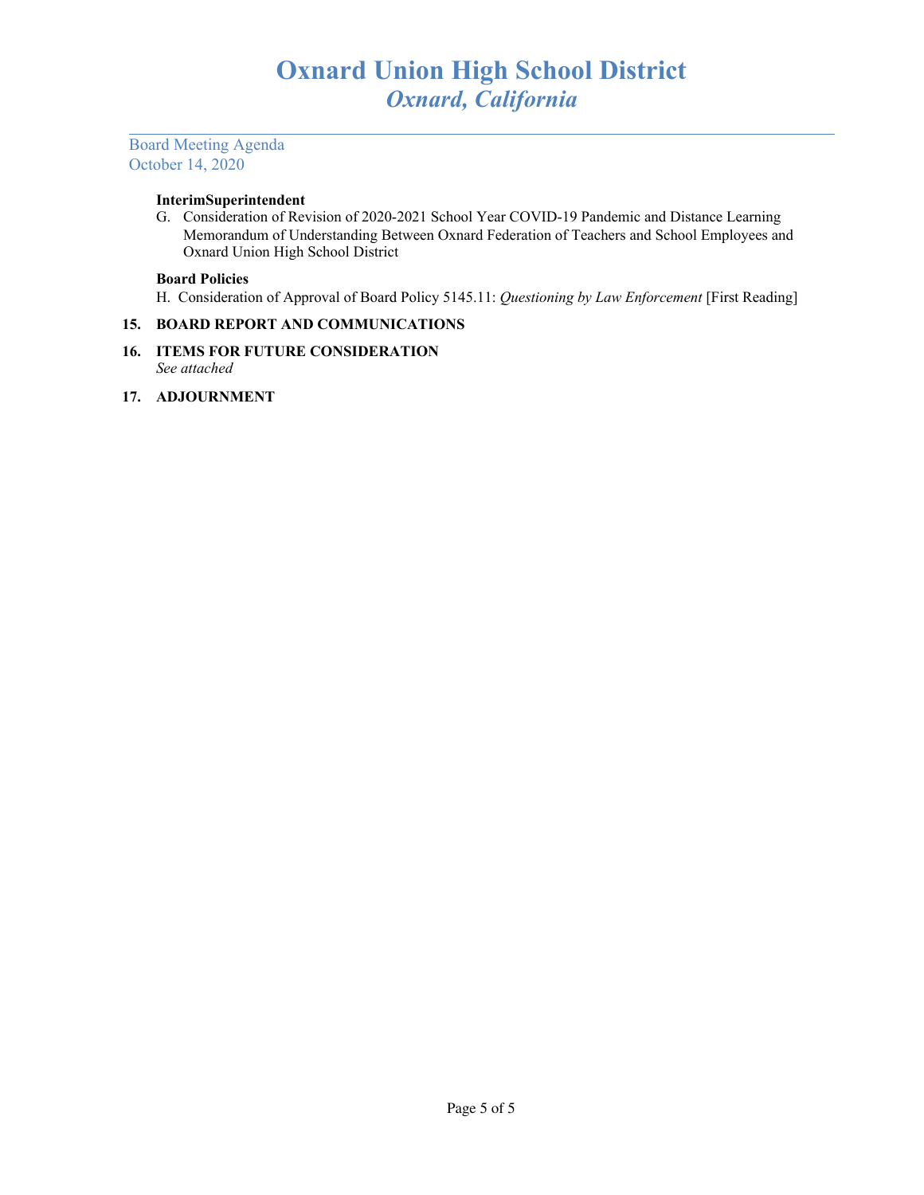**InterimSuperintendent**

G. Consideration of Revision of 2020-2021 School Year COVID-19 Pandemic and Distance Learning Memorandum of Understanding Between Oxnard Federation of Teachers and School Employees and Oxnard Union High School District

**Board Policies**

H. Consideration of Approval of Board Policy 5145.11: *Questioning by Law Enforcement* [First Reading]

**15. BOARD REPORT AND COMMUNICATIONS**

**16. ITEMS FOR FUTURE CONSIDERATION**
*See attached*

**17. ADJOURNMENT**